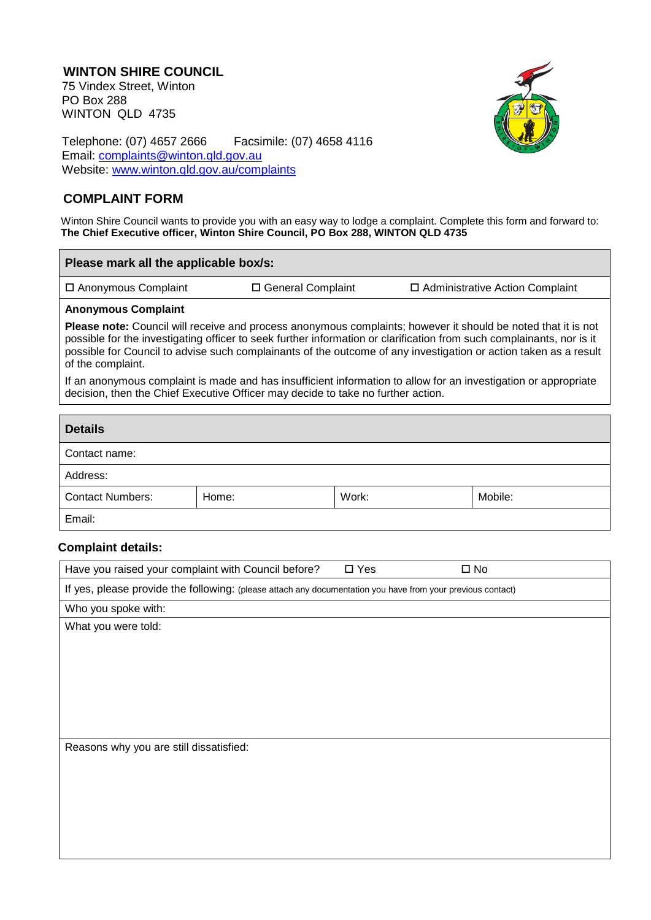## WINTON SHIRE COUNCIL

75 Vindex Street, Winton
PO Box 288
WINTON QLD 4735

Telephone: (07) 4657 2666 Facsimile: (07) 4658 4116
Email: complaints@winton.qld.gov.au
Website: www.winton.qld.gov.au/complaints

## COMPLAINT FORM

Winton Shire Council wants to provide you with an easy way to lodge a complaint. Complete this form and forward to:
**The Chief Executive officer, Winton Shire Council, PO Box 288, WINTON QLD 4735**

| **Please mark all the applicable box/s:** | | |
|---|---|---|
| ☐ Anonymous Complaint | ☐ General Complaint | ☐ Administrative Action Complaint |

**Anonymous Complaint**

**Please note:** Council will receive and process anonymous complaints; however it should be noted that it is not possible for the investigating officer to seek further information or clarification from such complainants, nor is it possible for Council to advise such complainants of the outcome of any investigation or action taken as a result of the complaint.

If an anonymous complaint is made and has insufficient information to allow for an investigation or appropriate decision, then the Chief Executive Officer may decide to take no further action.

| **Details** | | | |
|---|---|---|---|
| Contact name: | | | |
| Address: | | | |
| Contact Numbers: | Home: | Work: | Mobile: |
| Email: | | | |

**Complaint details:**

| Have you raised your complaint with Council before? | ☐ Yes | ☐ No |
|---|---|---|
| If yes, please provide the following: (please attach any documentation you have from your previous contact) | | |
| Who you spoke with: | | |
| What you were told: | | |
| Reasons why you are still dissatisfied: | | |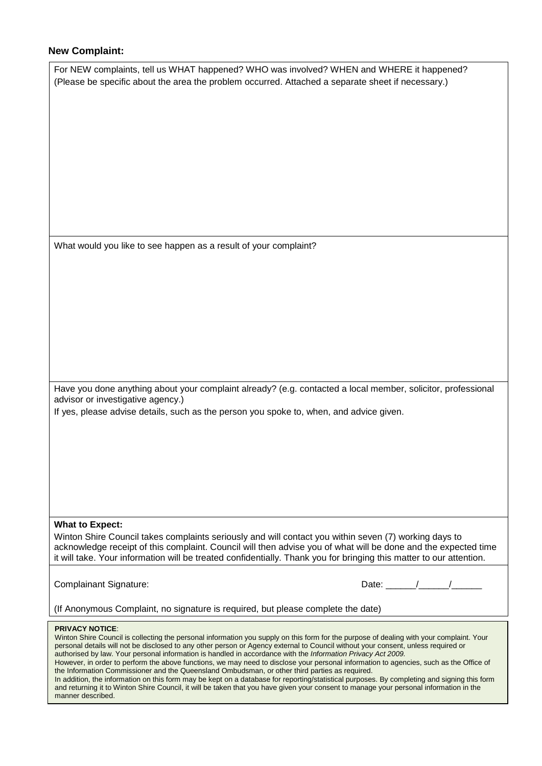**New Complaint:**

For NEW complaints, tell us WHAT happened? WHO was involved? WHEN and WHERE it happened?
(Please be specific about the area the problem occurred. Attached a separate sheet if necessary.)

What would you like to see happen as a result of your complaint?

Have you done anything about your complaint already? (e.g. contacted a local member, solicitor, professional advisor or investigative agency.)

If yes, please advise details, such as the person you spoke to, when, and advice given.

**What to Expect:**

Winton Shire Council takes complaints seriously and will contact you within seven (7) working days to acknowledge receipt of this complaint. Council will then advise you of what will be done and the expected time it will take. Your information will be treated confidentially. Thank you for bringing this matter to our attention.

Complainant Signature: Date: ______/______/______

(If Anonymous Complaint, no signature is required, but please complete the date)

**PRIVACY NOTICE**:

Winton Shire Council is collecting the personal information you supply on this form for the purpose of dealing with your complaint. Your personal details will not be disclosed to any other person or Agency external to Council without your consent, unless required or authorised by law. Your personal information is handled in accordance with the *Information Privacy Act 2009.*

However, in order to perform the above functions, we may need to disclose your personal information to agencies, such as the Office of the Information Commissioner and the Queensland Ombudsman, or other third parties as required.

In addition, the information on this form may be kept on a database for reporting/statistical purposes. By completing and signing this form and returning it to Winton Shire Council, it will be taken that you have given your consent to manage your personal information in the manner described.